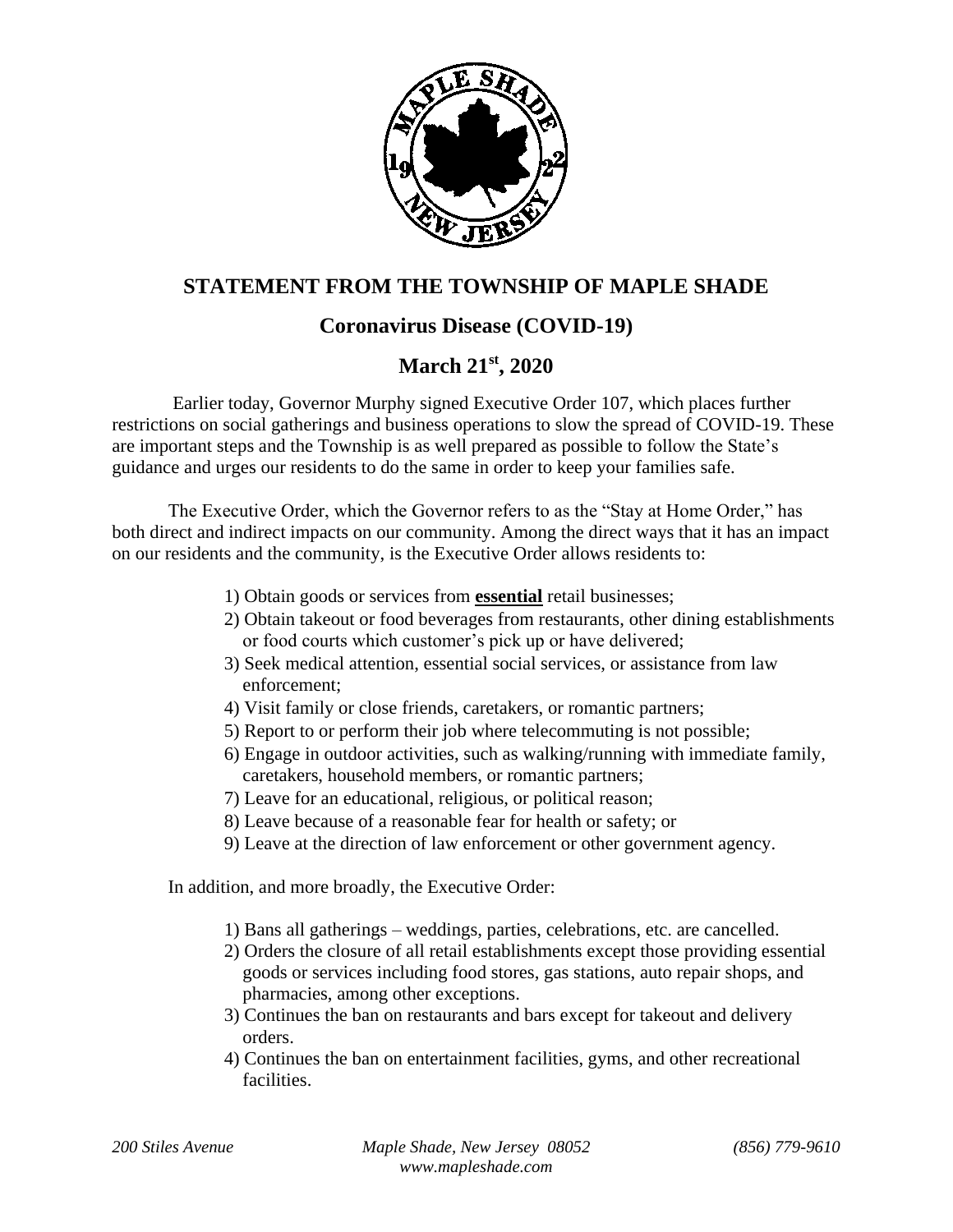## STATEMENT FROM THE TOWNSHIP OF MAPLE SHADE

### Coronavirus Disease (COVID-19)

### March 21st, 2020

Earlier today, Governor Murphy signed Executive Order 107, which places further restrictions on social gatherings and business operations to slow the spread of COVID-19. These are important steps and the Township is as well prepared as possible to follow the State's guidance and urges our residents to do the same in order to keep your families safe.

The Executive Order, which the Governor refers to as the "Stay at Home Order," has both direct and indirect impacts on our community. Among the direct ways that it has an impact on our residents and the community, is the Executive Order allows residents to:

1) Obtain goods or services from **essential** retail businesses;
2) Obtain takeout or food beverages from restaurants, other dining establishments or food courts which customer's pick up or have delivered;
3) Seek medical attention, essential social services, or assistance from law enforcement;
4) Visit family or close friends, caretakers, or romantic partners;
5) Report to or perform their job where telecommuting is not possible;
6) Engage in outdoor activities, such as walking/running with immediate family, caretakers, household members, or romantic partners;
7) Leave for an educational, religious, or political reason;
8) Leave because of a reasonable fear for health or safety; or
9) Leave at the direction of law enforcement or other government agency.

In addition, and more broadly, the Executive Order:

1) Bans all gatherings – weddings, parties, celebrations, etc. are cancelled.
2) Orders the closure of all retail establishments except those providing essential goods or services including food stores, gas stations, auto repair shops, and pharmacies, among other exceptions.
3) Continues the ban on restaurants and bars except for takeout and delivery orders.
4) Continues the ban on entertainment facilities, gyms, and other recreational facilities.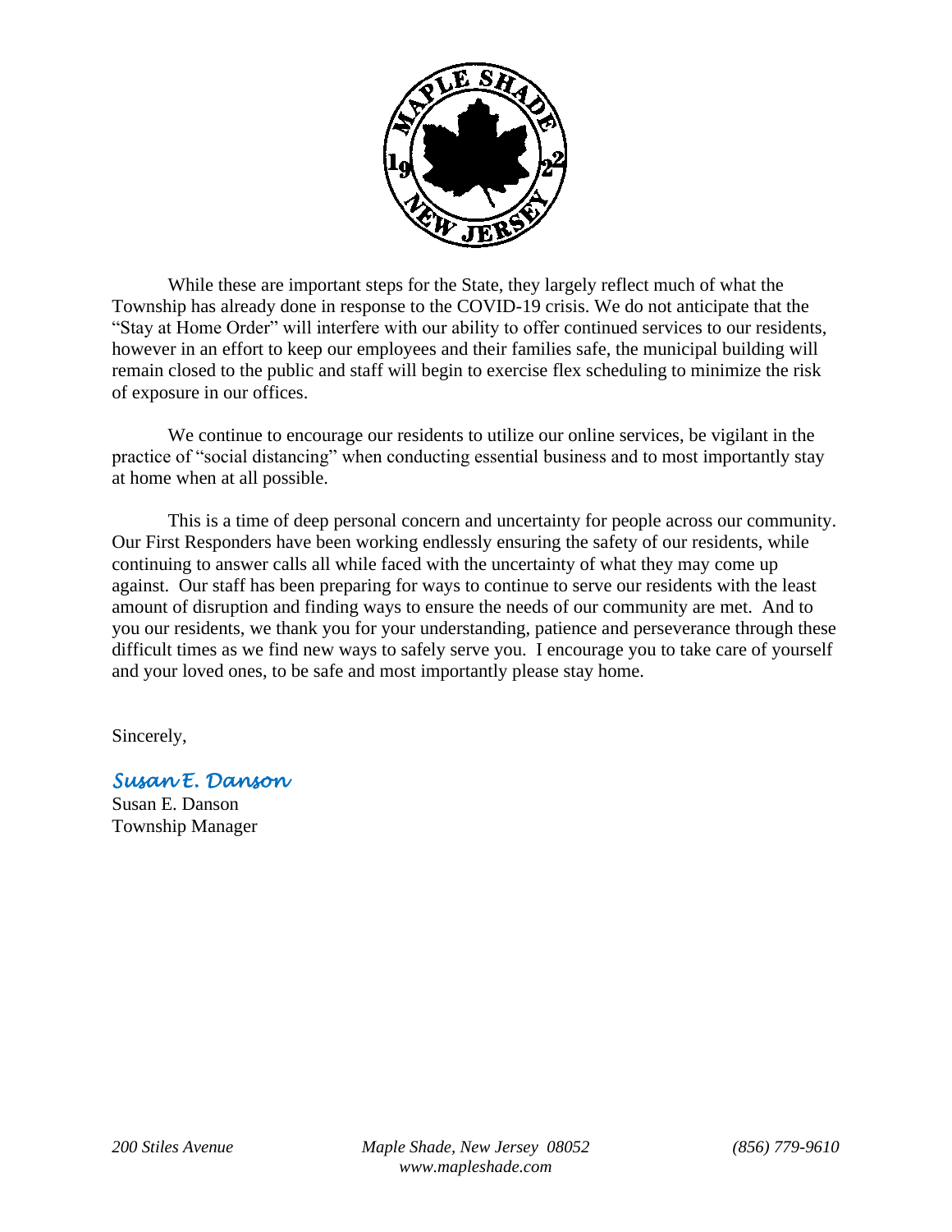While these are important steps for the State, they largely reflect much of what the Township has already done in response to the COVID-19 crisis. We do not anticipate that the "Stay at Home Order" will interfere with our ability to offer continued services to our residents, however in an effort to keep our employees and their families safe, the municipal building will remain closed to the public and staff will begin to exercise flex scheduling to minimize the risk of exposure in our offices.

We continue to encourage our residents to utilize our online services, be vigilant in the practice of "social distancing" when conducting essential business and to most importantly stay at home when at all possible.

This is a time of deep personal concern and uncertainty for people across our community. Our First Responders have been working endlessly ensuring the safety of our residents, while continuing to answer calls all while faced with the uncertainty of what they may come up against. Our staff has been preparing for ways to continue to serve our residents with the least amount of disruption and finding ways to ensure the needs of our community are met. And to you our residents, we thank you for your understanding, patience and perseverance through these difficult times as we find new ways to safely serve you. I encourage you to take care of yourself and your loved ones, to be safe and most importantly please stay home.

Sincerely,

*Susan E. Danson*

Susan E. Danson
Township Manager

*200 Stiles Avenue* *Maple Shade, New Jersey 08052* *(856) 779-9610*
*www.mapleshade.com*